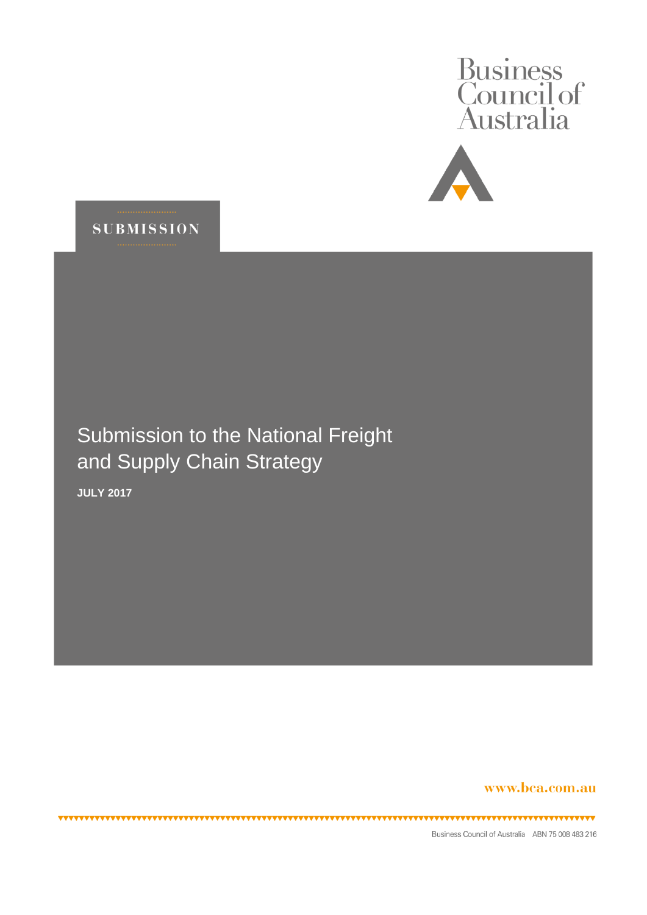Business Council of Australia

SUBMISSION

# Submission to the National Freight and Supply Chain Strategy

**JULY 2017**

www.bca.com.au

Business Council of Australia ABN 75 008 483 216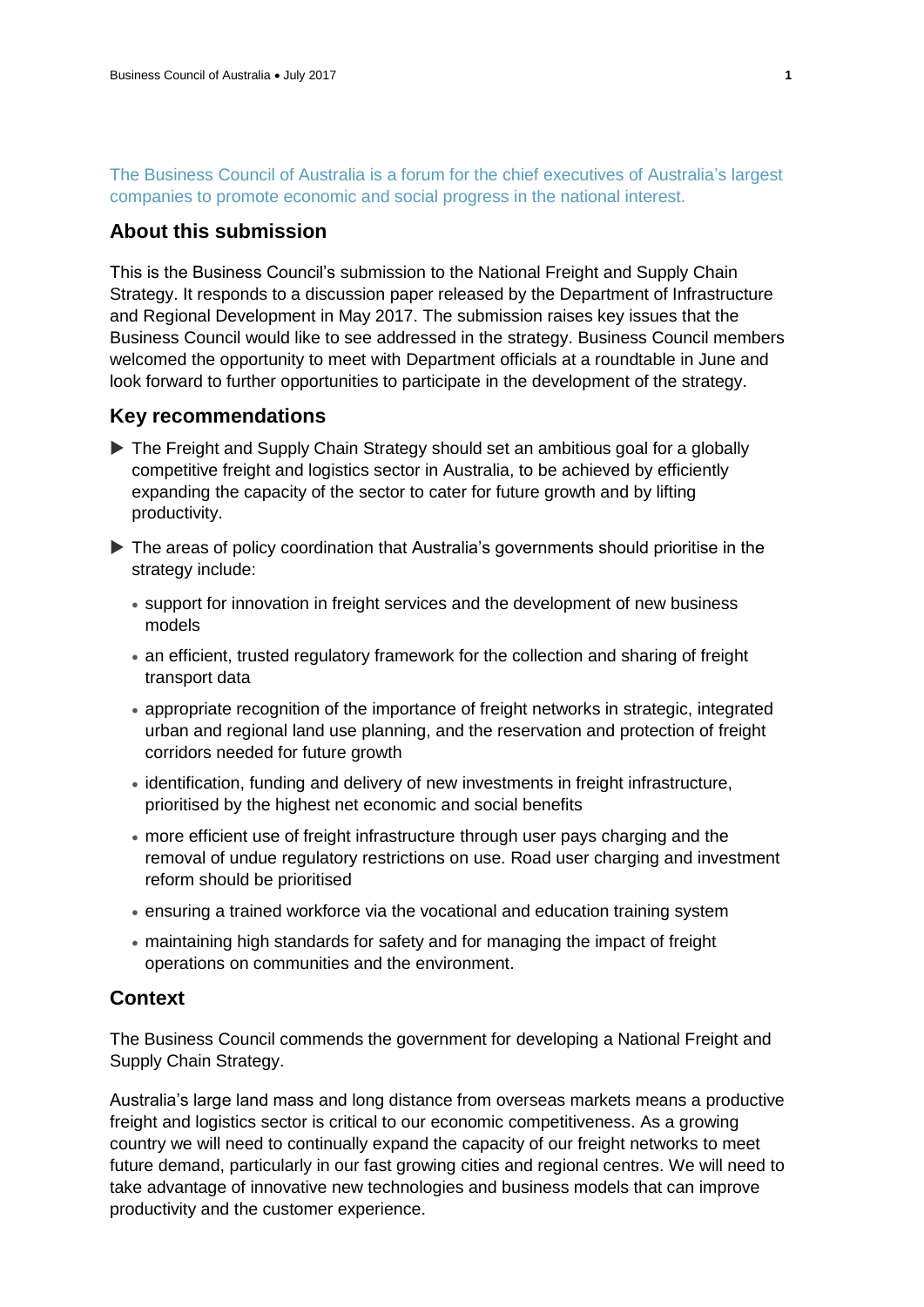The Business Council of Australia is a forum for the chief executives of Australia's largest companies to promote economic and social progress in the national interest.

## About this submission

This is the Business Council's submission to the National Freight and Supply Chain Strategy. It responds to a discussion paper released by the Department of Infrastructure and Regional Development in May 2017. The submission raises key issues that the Business Council would like to see addressed in the strategy. Business Council members welcomed the opportunity to meet with Department officials at a roundtable in June and look forward to further opportunities to participate in the development of the strategy.

## Key recommendations

- The Freight and Supply Chain Strategy should set an ambitious goal for a globally competitive freight and logistics sector in Australia, to be achieved by efficiently expanding the capacity of the sector to cater for future growth and by lifting productivity.
- The areas of policy coordination that Australia's governments should prioritise in the strategy include:
  - support for innovation in freight services and the development of new business models
  - an efficient, trusted regulatory framework for the collection and sharing of freight transport data
  - appropriate recognition of the importance of freight networks in strategic, integrated urban and regional land use planning, and the reservation and protection of freight corridors needed for future growth
  - identification, funding and delivery of new investments in freight infrastructure, prioritised by the highest net economic and social benefits
  - more efficient use of freight infrastructure through user pays charging and the removal of undue regulatory restrictions on use. Road user charging and investment reform should be prioritised
  - ensuring a trained workforce via the vocational and education training system
  - maintaining high standards for safety and for managing the impact of freight operations on communities and the environment.

## Context

The Business Council commends the government for developing a National Freight and Supply Chain Strategy.

Australia's large land mass and long distance from overseas markets means a productive freight and logistics sector is critical to our economic competitiveness. As a growing country we will need to continually expand the capacity of our freight networks to meet future demand, particularly in our fast growing cities and regional centres. We will need to take advantage of innovative new technologies and business models that can improve productivity and the customer experience.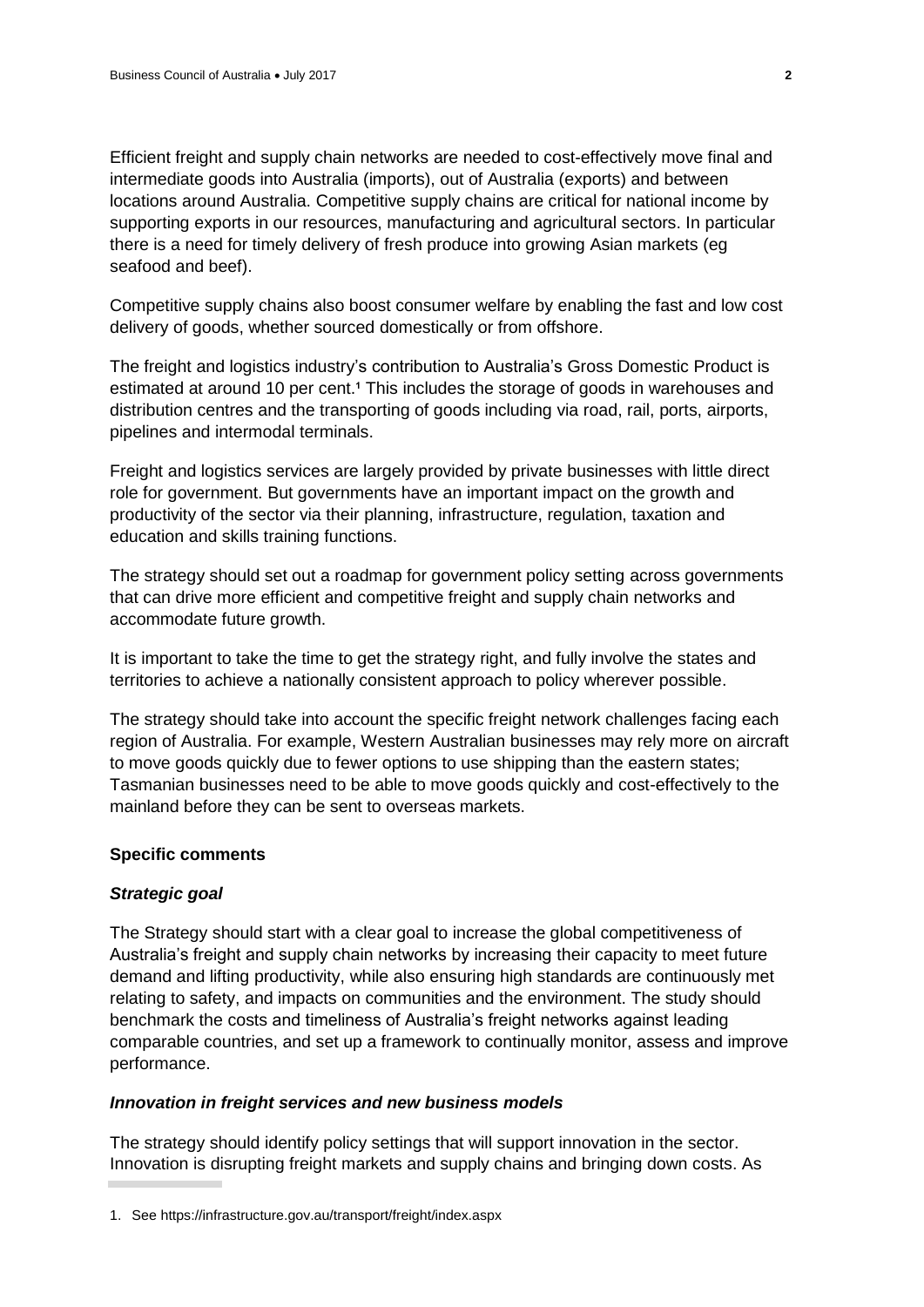Efficient freight and supply chain networks are needed to cost-effectively move final and intermediate goods into Australia (imports), out of Australia (exports) and between locations around Australia. Competitive supply chains are critical for national income by supporting exports in our resources, manufacturing and agricultural sectors. In particular there is a need for timely delivery of fresh produce into growing Asian markets (eg seafood and beef).

Competitive supply chains also boost consumer welfare by enabling the fast and low cost delivery of goods, whether sourced domestically or from offshore.

The freight and logistics industry's contribution to Australia's Gross Domestic Product is estimated at around 10 per cent.[1] This includes the storage of goods in warehouses and distribution centres and the transporting of goods including via road, rail, ports, airports, pipelines and intermodal terminals.

Freight and logistics services are largely provided by private businesses with little direct role for government. But governments have an important impact on the growth and productivity of the sector via their planning, infrastructure, regulation, taxation and education and skills training functions.

The strategy should set out a roadmap for government policy setting across governments that can drive more efficient and competitive freight and supply chain networks and accommodate future growth.

It is important to take the time to get the strategy right, and fully involve the states and territories to achieve a nationally consistent approach to policy wherever possible.

The strategy should take into account the specific freight network challenges facing each region of Australia. For example, Western Australian businesses may rely more on aircraft to move goods quickly due to fewer options to use shipping than the eastern states; Tasmanian businesses need to be able to move goods quickly and cost-effectively to the mainland before they can be sent to overseas markets.

**Specific comments**

***Strategic goal***

The Strategy should start with a clear goal to increase the global competitiveness of Australia's freight and supply chain networks by increasing their capacity to meet future demand and lifting productivity, while also ensuring high standards are continuously met relating to safety, and impacts on communities and the environment. The study should benchmark the costs and timeliness of Australia's freight networks against leading comparable countries, and set up a framework to continually monitor, assess and improve performance.

***Innovation in freight services and new business models***

The strategy should identify policy settings that will support innovation in the sector. Innovation is disrupting freight markets and supply chains and bringing down costs. As

1. See https://infrastructure.gov.au/transport/freight/index.aspx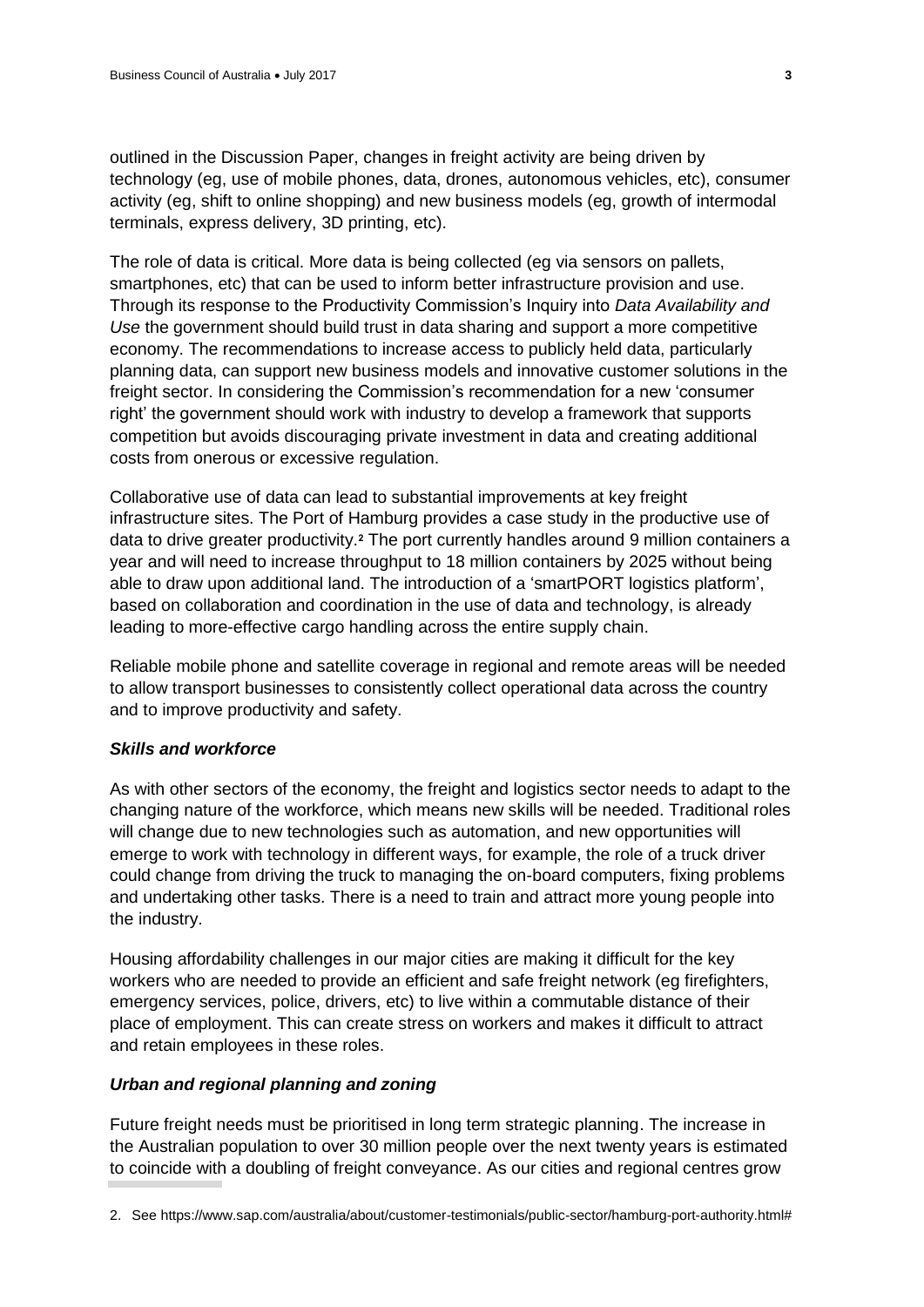outlined in the Discussion Paper, changes in freight activity are being driven by technology (eg, use of mobile phones, data, drones, autonomous vehicles, etc), consumer activity (eg, shift to online shopping) and new business models (eg, growth of intermodal terminals, express delivery, 3D printing, etc).

The role of data is critical. More data is being collected (eg via sensors on pallets, smartphones, etc) that can be used to inform better infrastructure provision and use. Through its response to the Productivity Commission's Inquiry into *Data Availability and Use* the government should build trust in data sharing and support a more competitive economy. The recommendations to increase access to publicly held data, particularly planning data, can support new business models and innovative customer solutions in the freight sector. In considering the Commission's recommendation for a new 'consumer right' the government should work with industry to develop a framework that supports competition but avoids discouraging private investment in data and creating additional costs from onerous or excessive regulation.

Collaborative use of data can lead to substantial improvements at key freight infrastructure sites. The Port of Hamburg provides a case study in the productive use of data to drive greater productivity.[2] The port currently handles around 9 million containers a year and will need to increase throughput to 18 million containers by 2025 without being able to draw upon additional land. The introduction of a 'smartPORT logistics platform', based on collaboration and coordination in the use of data and technology, is already leading to more-effective cargo handling across the entire supply chain.

Reliable mobile phone and satellite coverage in regional and remote areas will be needed to allow transport businesses to consistently collect operational data across the country and to improve productivity and safety.

### *Skills and workforce*

As with other sectors of the economy, the freight and logistics sector needs to adapt to the changing nature of the workforce, which means new skills will be needed. Traditional roles will change due to new technologies such as automation, and new opportunities will emerge to work with technology in different ways, for example, the role of a truck driver could change from driving the truck to managing the on-board computers, fixing problems and undertaking other tasks. There is a need to train and attract more young people into the industry.

Housing affordability challenges in our major cities are making it difficult for the key workers who are needed to provide an efficient and safe freight network (eg firefighters, emergency services, police, drivers, etc) to live within a commutable distance of their place of employment. This can create stress on workers and makes it difficult to attract and retain employees in these roles.

### *Urban and regional planning and zoning*

Future freight needs must be prioritised in long term strategic planning. The increase in the Australian population to over 30 million people over the next twenty years is estimated to coincide with a doubling of freight conveyance. As our cities and regional centres grow

2. See https://www.sap.com/australia/about/customer-testimonials/public-sector/hamburg-port-authority.html#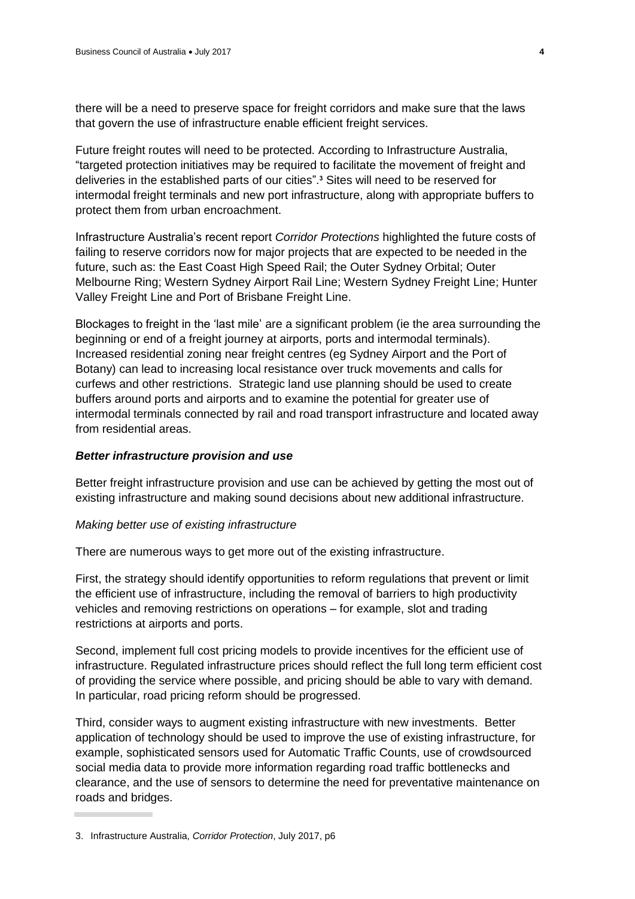there will be a need to preserve space for freight corridors and make sure that the laws that govern the use of infrastructure enable efficient freight services.

Future freight routes will need to be protected. According to Infrastructure Australia, "targeted protection initiatives may be required to facilitate the movement of freight and deliveries in the established parts of our cities".[3] Sites will need to be reserved for intermodal freight terminals and new port infrastructure, along with appropriate buffers to protect them from urban encroachment.

Infrastructure Australia's recent report *Corridor Protections* highlighted the future costs of failing to reserve corridors now for major projects that are expected to be needed in the future, such as: the East Coast High Speed Rail; the Outer Sydney Orbital; Outer Melbourne Ring; Western Sydney Airport Rail Line; Western Sydney Freight Line; Hunter Valley Freight Line and Port of Brisbane Freight Line.

Blockages to freight in the 'last mile' are a significant problem (ie the area surrounding the beginning or end of a freight journey at airports, ports and intermodal terminals). Increased residential zoning near freight centres (eg Sydney Airport and the Port of Botany) can lead to increasing local resistance over truck movements and calls for curfews and other restrictions. Strategic land use planning should be used to create buffers around ports and airports and to examine the potential for greater use of intermodal terminals connected by rail and road transport infrastructure and located away from residential areas.

### ***Better infrastructure provision and use***

Better freight infrastructure provision and use can be achieved by getting the most out of existing infrastructure and making sound decisions about new additional infrastructure.

*Making better use of existing infrastructure*

There are numerous ways to get more out of the existing infrastructure.

First, the strategy should identify opportunities to reform regulations that prevent or limit the efficient use of infrastructure, including the removal of barriers to high productivity vehicles and removing restrictions on operations – for example, slot and trading restrictions at airports and ports.

Second, implement full cost pricing models to provide incentives for the efficient use of infrastructure. Regulated infrastructure prices should reflect the full long term efficient cost of providing the service where possible, and pricing should be able to vary with demand. In particular, road pricing reform should be progressed.

Third, consider ways to augment existing infrastructure with new investments. Better application of technology should be used to improve the use of existing infrastructure, for example, sophisticated sensors used for Automatic Traffic Counts, use of crowdsourced social media data to provide more information regarding road traffic bottlenecks and clearance, and the use of sensors to determine the need for preventative maintenance on roads and bridges.

---

3. Infrastructure Australia, *Corridor Protection*, July 2017, p6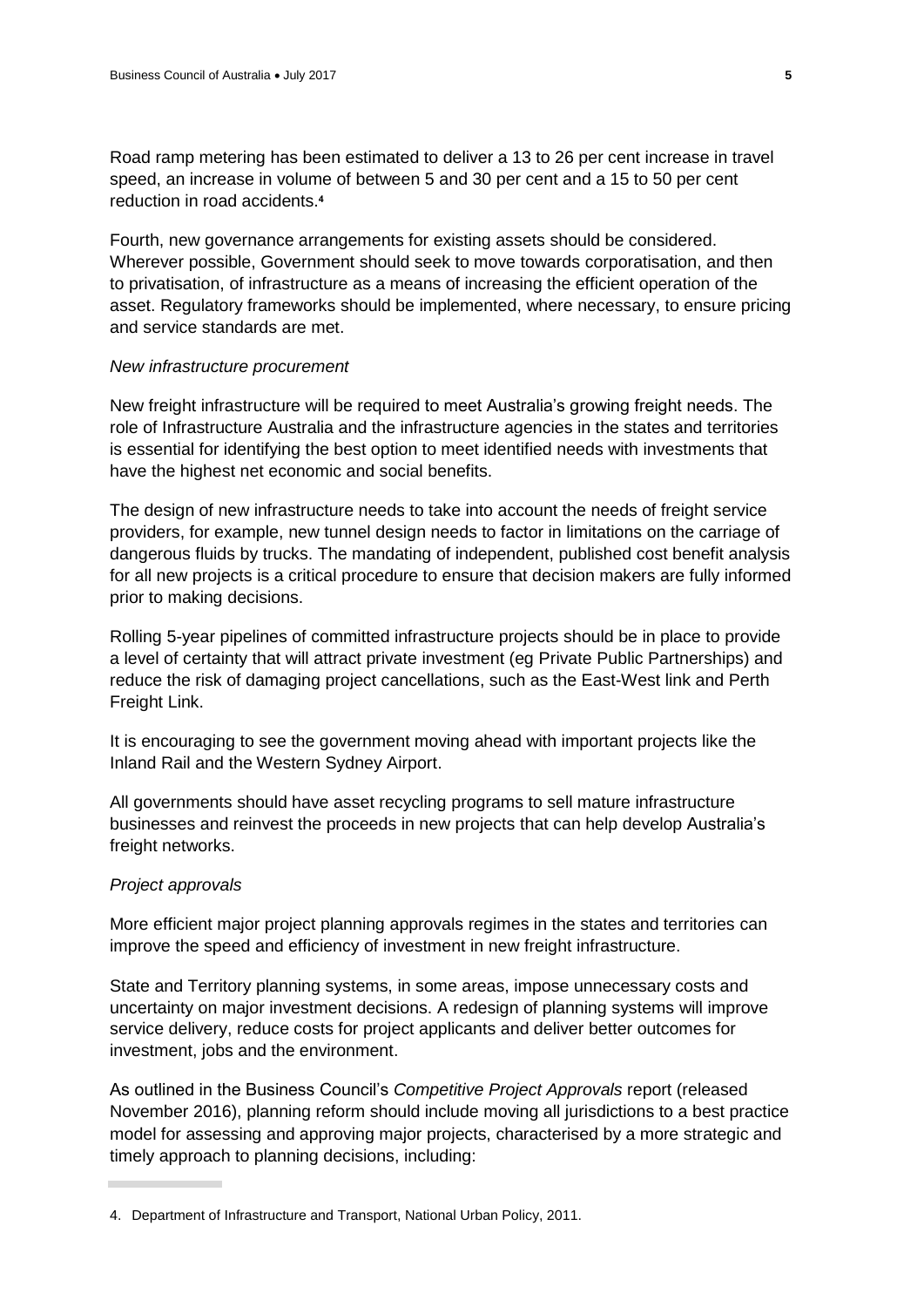Road ramp metering has been estimated to deliver a 13 to 26 per cent increase in travel speed, an increase in volume of between 5 and 30 per cent and a 15 to 50 per cent reduction in road accidents.[4]

Fourth, new governance arrangements for existing assets should be considered. Wherever possible, Government should seek to move towards corporatisation, and then to privatisation, of infrastructure as a means of increasing the efficient operation of the asset. Regulatory frameworks should be implemented, where necessary, to ensure pricing and service standards are met.

*New infrastructure procurement*

New freight infrastructure will be required to meet Australia's growing freight needs. The role of Infrastructure Australia and the infrastructure agencies in the states and territories is essential for identifying the best option to meet identified needs with investments that have the highest net economic and social benefits.

The design of new infrastructure needs to take into account the needs of freight service providers, for example, new tunnel design needs to factor in limitations on the carriage of dangerous fluids by trucks. The mandating of independent, published cost benefit analysis for all new projects is a critical procedure to ensure that decision makers are fully informed prior to making decisions.

Rolling 5-year pipelines of committed infrastructure projects should be in place to provide a level of certainty that will attract private investment (eg Private Public Partnerships) and reduce the risk of damaging project cancellations, such as the East-West link and Perth Freight Link.

It is encouraging to see the government moving ahead with important projects like the Inland Rail and the Western Sydney Airport.

All governments should have asset recycling programs to sell mature infrastructure businesses and reinvest the proceeds in new projects that can help develop Australia's freight networks.

*Project approvals*

More efficient major project planning approvals regimes in the states and territories can improve the speed and efficiency of investment in new freight infrastructure.

State and Territory planning systems, in some areas, impose unnecessary costs and uncertainty on major investment decisions. A redesign of planning systems will improve service delivery, reduce costs for project applicants and deliver better outcomes for investment, jobs and the environment.

As outlined in the Business Council's *Competitive Project Approvals* report (released November 2016), planning reform should include moving all jurisdictions to a best practice model for assessing and approving major projects, characterised by a more strategic and timely approach to planning decisions, including:

---

4. Department of Infrastructure and Transport, National Urban Policy, 2011.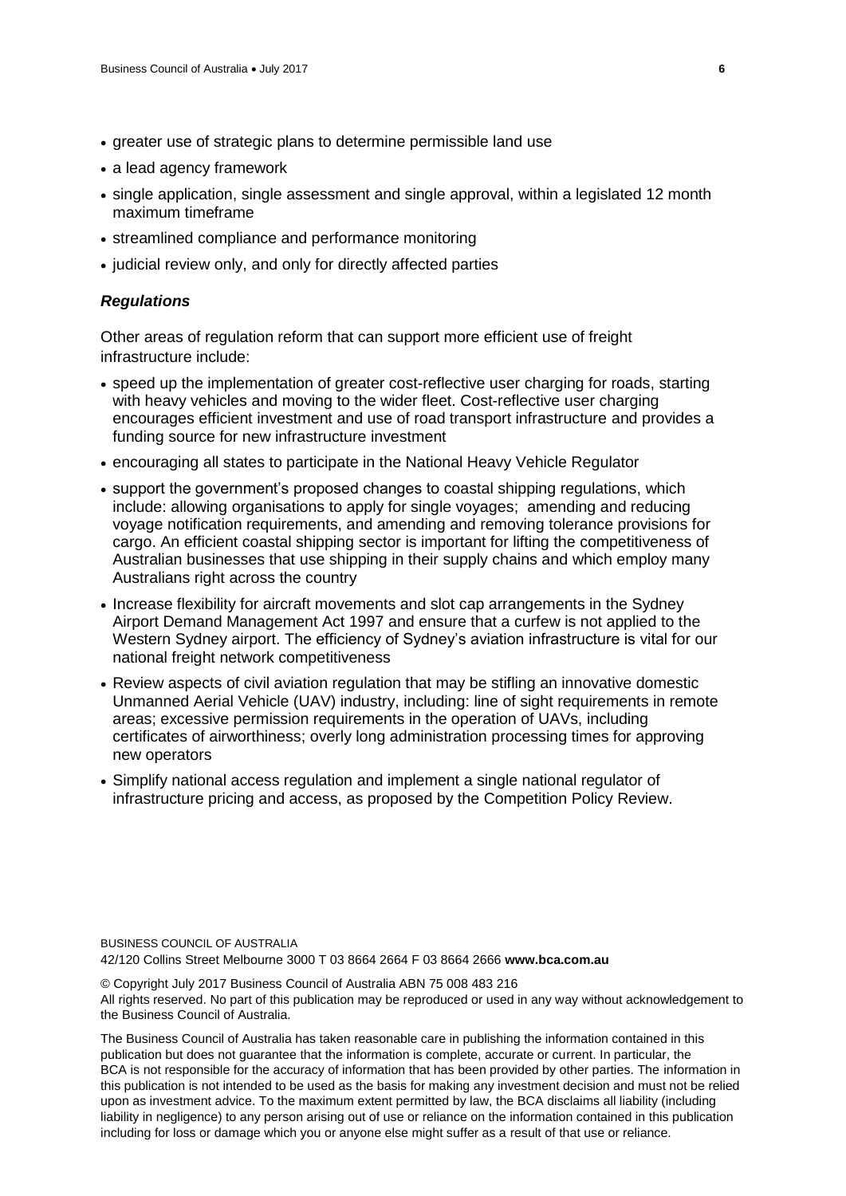- greater use of strategic plans to determine permissible land use
- a lead agency framework
- single application, single assessment and single approval, within a legislated 12 month maximum timeframe
- streamlined compliance and performance monitoring
- judicial review only, and only for directly affected parties

### *Regulations*

Other areas of regulation reform that can support more efficient use of freight infrastructure include:

- speed up the implementation of greater cost-reflective user charging for roads, starting with heavy vehicles and moving to the wider fleet. Cost-reflective user charging encourages efficient investment and use of road transport infrastructure and provides a funding source for new infrastructure investment
- encouraging all states to participate in the National Heavy Vehicle Regulator
- support the government's proposed changes to coastal shipping regulations, which include: allowing organisations to apply for single voyages; amending and reducing voyage notification requirements, and amending and removing tolerance provisions for cargo. An efficient coastal shipping sector is important for lifting the competitiveness of Australian businesses that use shipping in their supply chains and which employ many Australians right across the country
- Increase flexibility for aircraft movements and slot cap arrangements in the Sydney Airport Demand Management Act 1997 and ensure that a curfew is not applied to the Western Sydney airport. The efficiency of Sydney's aviation infrastructure is vital for our national freight network competitiveness
- Review aspects of civil aviation regulation that may be stifling an innovative domestic Unmanned Aerial Vehicle (UAV) industry, including: line of sight requirements in remote areas; excessive permission requirements in the operation of UAVs, including certificates of airworthiness; overly long administration processing times for approving new operators
- Simplify national access regulation and implement a single national regulator of infrastructure pricing and access, as proposed by the Competition Policy Review.

BUSINESS COUNCIL OF AUSTRALIA
42/120 Collins Street Melbourne 3000 T 03 8664 2664 F 03 8664 2666 **www.bca.com.au**

© Copyright July 2017 Business Council of Australia ABN 75 008 483 216
All rights reserved. No part of this publication may be reproduced or used in any way without acknowledgement to the Business Council of Australia.

The Business Council of Australia has taken reasonable care in publishing the information contained in this publication but does not guarantee that the information is complete, accurate or current. In particular, the BCA is not responsible for the accuracy of information that has been provided by other parties. The information in this publication is not intended to be used as the basis for making any investment decision and must not be relied upon as investment advice. To the maximum extent permitted by law, the BCA disclaims all liability (including liability in negligence) to any person arising out of use or reliance on the information contained in this publication including for loss or damage which you or anyone else might suffer as a result of that use or reliance.